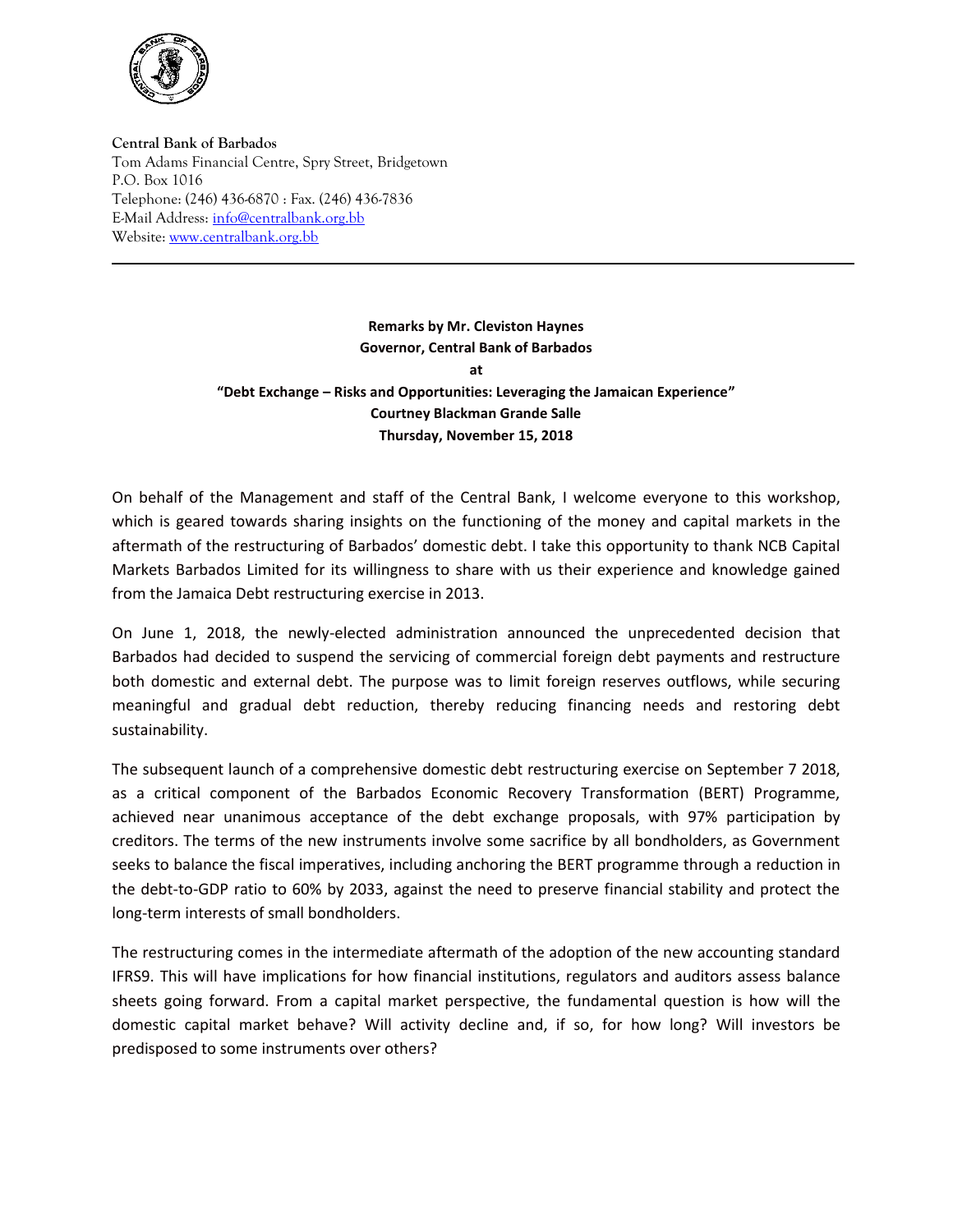**Central Bank of Barbados**
Tom Adams Financial Centre, Spry Street, Bridgetown
P.O. Box 1016
Telephone: (246) 436-6870 : Fax. (246) 436-7836
E-Mail Address: info@centralbank.org.bb
Website: www.centralbank.org.bb

---

**Remarks by Mr. Cleviston Haynes**
**Governor, Central Bank of Barbados**
**at**
**"Debt Exchange – Risks and Opportunities: Leveraging the Jamaican Experience"**
**Courtney Blackman Grande Salle**
**Thursday, November 15, 2018**

On behalf of the Management and staff of the Central Bank, I welcome everyone to this workshop, which is geared towards sharing insights on the functioning of the money and capital markets in the aftermath of the restructuring of Barbados' domestic debt. I take this opportunity to thank NCB Capital Markets Barbados Limited for its willingness to share with us their experience and knowledge gained from the Jamaica Debt restructuring exercise in 2013.

On June 1, 2018, the newly-elected administration announced the unprecedented decision that Barbados had decided to suspend the servicing of commercial foreign debt payments and restructure both domestic and external debt. The purpose was to limit foreign reserves outflows, while securing meaningful and gradual debt reduction, thereby reducing financing needs and restoring debt sustainability.

The subsequent launch of a comprehensive domestic debt restructuring exercise on September 7 2018, as a critical component of the Barbados Economic Recovery Transformation (BERT) Programme, achieved near unanimous acceptance of the debt exchange proposals, with 97% participation by creditors. The terms of the new instruments involve some sacrifice by all bondholders, as Government seeks to balance the fiscal imperatives, including anchoring the BERT programme through a reduction in the debt-to-GDP ratio to 60% by 2033, against the need to preserve financial stability and protect the long-term interests of small bondholders.

The restructuring comes in the intermediate aftermath of the adoption of the new accounting standard IFRS9. This will have implications for how financial institutions, regulators and auditors assess balance sheets going forward. From a capital market perspective, the fundamental question is how will the domestic capital market behave? Will activity decline and, if so, for how long? Will investors be predisposed to some instruments over others?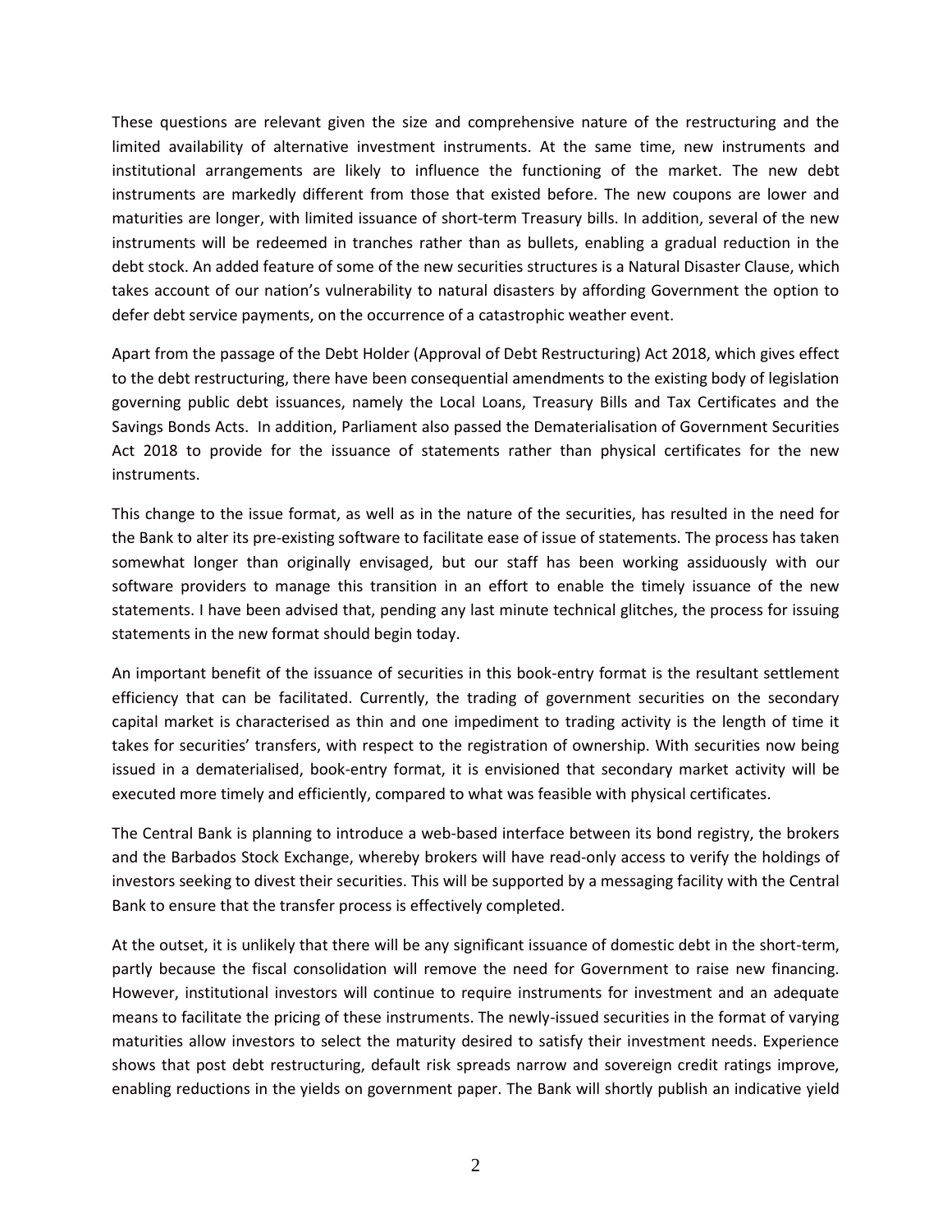These questions are relevant given the size and comprehensive nature of the restructuring and the limited availability of alternative investment instruments. At the same time, new instruments and institutional arrangements are likely to influence the functioning of the market. The new debt instruments are markedly different from those that existed before. The new coupons are lower and maturities are longer, with limited issuance of short-term Treasury bills. In addition, several of the new instruments will be redeemed in tranches rather than as bullets, enabling a gradual reduction in the debt stock. An added feature of some of the new securities structures is a Natural Disaster Clause, which takes account of our nation's vulnerability to natural disasters by affording Government the option to defer debt service payments, on the occurrence of a catastrophic weather event.

Apart from the passage of the Debt Holder (Approval of Debt Restructuring) Act 2018, which gives effect to the debt restructuring, there have been consequential amendments to the existing body of legislation governing public debt issuances, namely the Local Loans, Treasury Bills and Tax Certificates and the Savings Bonds Acts. In addition, Parliament also passed the Dematerialisation of Government Securities Act 2018 to provide for the issuance of statements rather than physical certificates for the new instruments.

This change to the issue format, as well as in the nature of the securities, has resulted in the need for the Bank to alter its pre-existing software to facilitate ease of issue of statements. The process has taken somewhat longer than originally envisaged, but our staff has been working assiduously with our software providers to manage this transition in an effort to enable the timely issuance of the new statements. I have been advised that, pending any last minute technical glitches, the process for issuing statements in the new format should begin today.

An important benefit of the issuance of securities in this book-entry format is the resultant settlement efficiency that can be facilitated. Currently, the trading of government securities on the secondary capital market is characterised as thin and one impediment to trading activity is the length of time it takes for securities' transfers, with respect to the registration of ownership. With securities now being issued in a dematerialised, book-entry format, it is envisioned that secondary market activity will be executed more timely and efficiently, compared to what was feasible with physical certificates.

The Central Bank is planning to introduce a web-based interface between its bond registry, the brokers and the Barbados Stock Exchange, whereby brokers will have read-only access to verify the holdings of investors seeking to divest their securities. This will be supported by a messaging facility with the Central Bank to ensure that the transfer process is effectively completed.

At the outset, it is unlikely that there will be any significant issuance of domestic debt in the short-term, partly because the fiscal consolidation will remove the need for Government to raise new financing. However, institutional investors will continue to require instruments for investment and an adequate means to facilitate the pricing of these instruments. The newly-issued securities in the format of varying maturities allow investors to select the maturity desired to satisfy their investment needs. Experience shows that post debt restructuring, default risk spreads narrow and sovereign credit ratings improve, enabling reductions in the yields on government paper. The Bank will shortly publish an indicative yield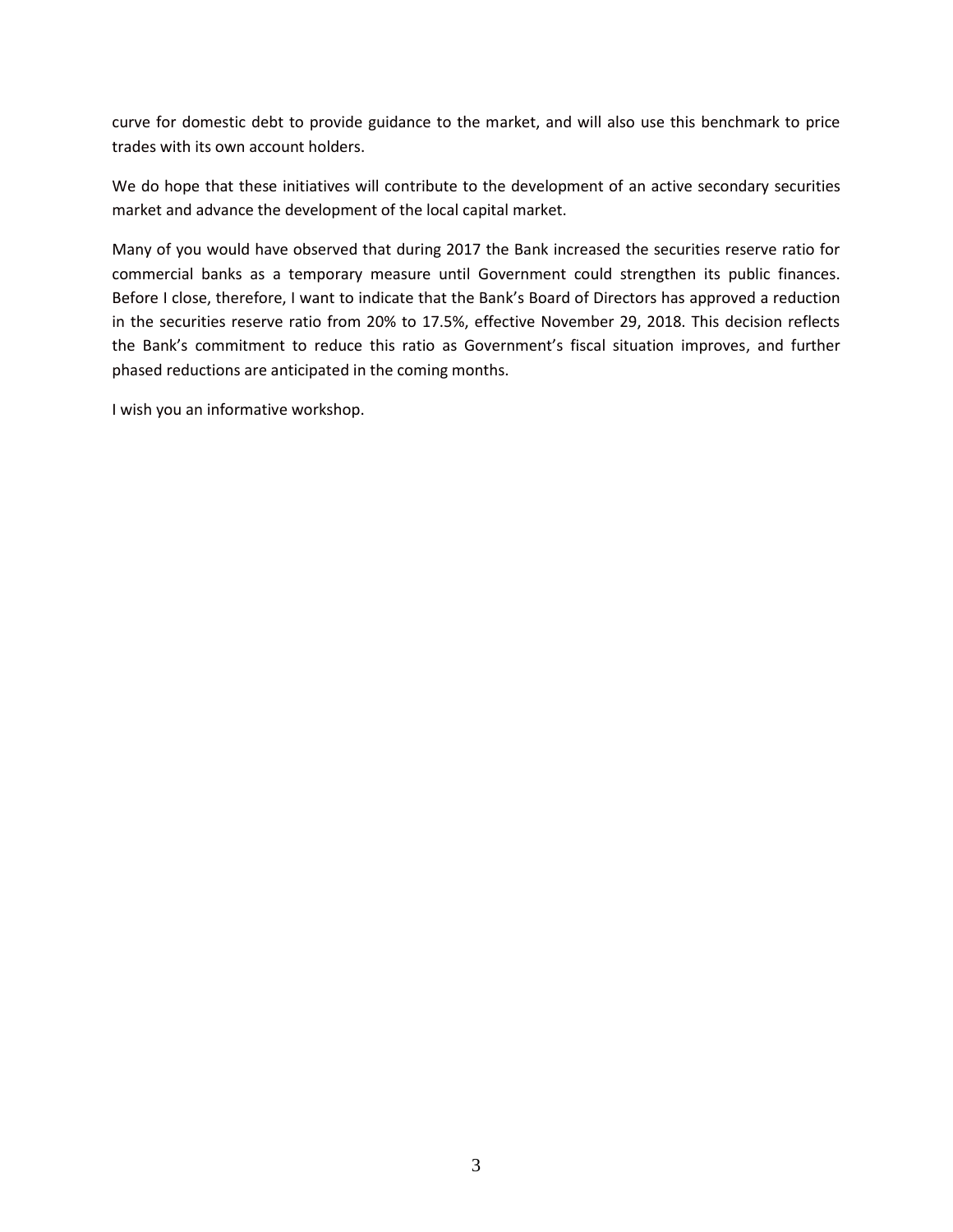curve for domestic debt to provide guidance to the market, and will also use this benchmark to price trades with its own account holders.

We do hope that these initiatives will contribute to the development of an active secondary securities market and advance the development of the local capital market.

Many of you would have observed that during 2017 the Bank increased the securities reserve ratio for commercial banks as a temporary measure until Government could strengthen its public finances. Before I close, therefore, I want to indicate that the Bank's Board of Directors has approved a reduction in the securities reserve ratio from 20% to 17.5%, effective November 29, 2018. This decision reflects the Bank's commitment to reduce this ratio as Government's fiscal situation improves, and further phased reductions are anticipated in the coming months.

I wish you an informative workshop.